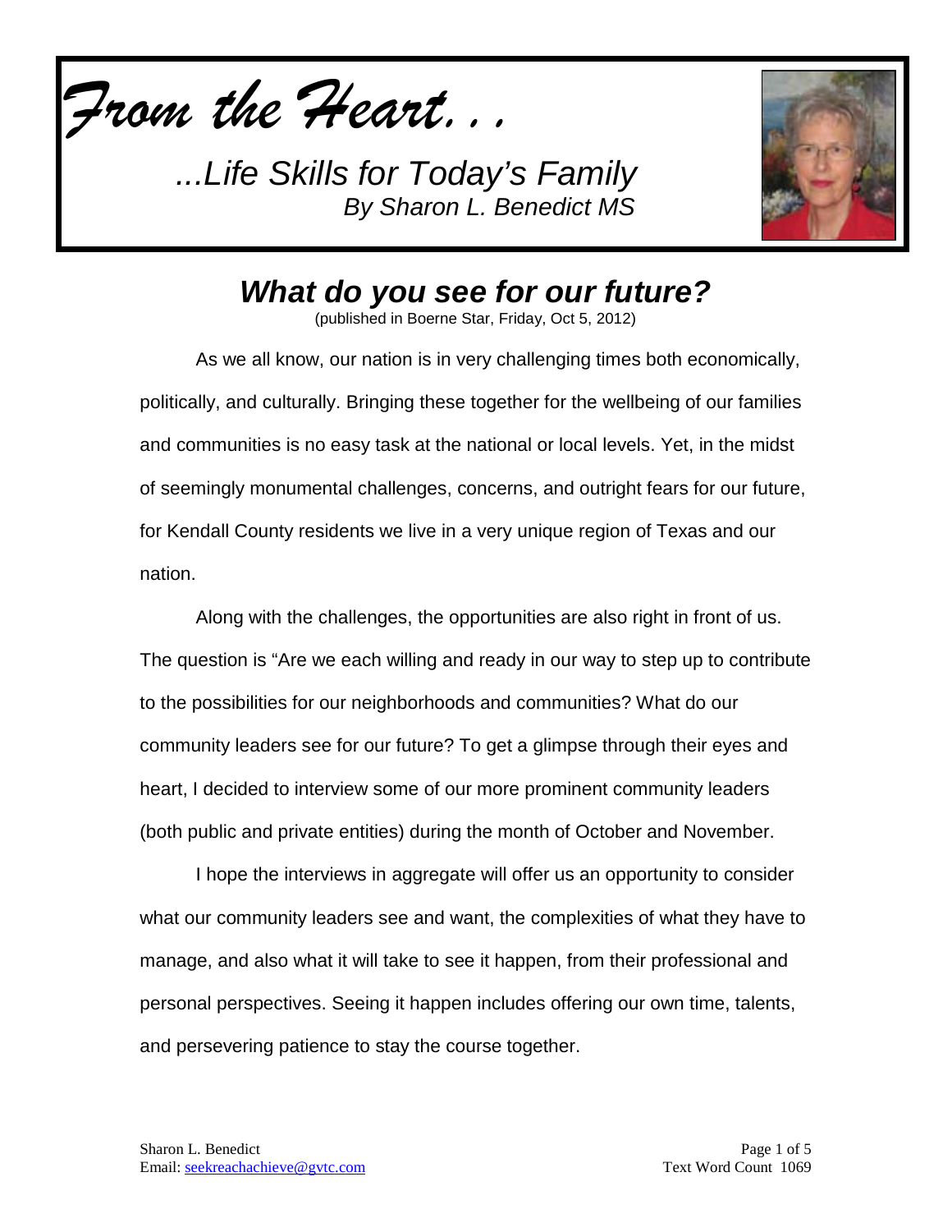*From the Heart. . .*

*...Life Skills for Today's Family*
*By Sharon L. Benedict MS*

# *What do you see for our future?*

(published in Boerne Star, Friday, Oct 5, 2012)

As we all know, our nation is in very challenging times both economically, politically, and culturally. Bringing these together for the wellbeing of our families and communities is no easy task at the national or local levels. Yet, in the midst of seemingly monumental challenges, concerns, and outright fears for our future, for Kendall County residents we live in a very unique region of Texas and our nation.

Along with the challenges, the opportunities are also right in front of us. The question is "Are we each willing and ready in our way to step up to contribute to the possibilities for our neighborhoods and communities? What do our community leaders see for our future? To get a glimpse through their eyes and heart, I decided to interview some of our more prominent community leaders (both public and private entities) during the month of October and November.

I hope the interviews in aggregate will offer us an opportunity to consider what our community leaders see and want, the complexities of what they have to manage, and also what it will take to see it happen, from their professional and personal perspectives. Seeing it happen includes offering our own time, talents, and persevering patience to stay the course together.

Sharon L. Benedict
Email: seekreachachieve@gvtc.com

Text Word Count 1069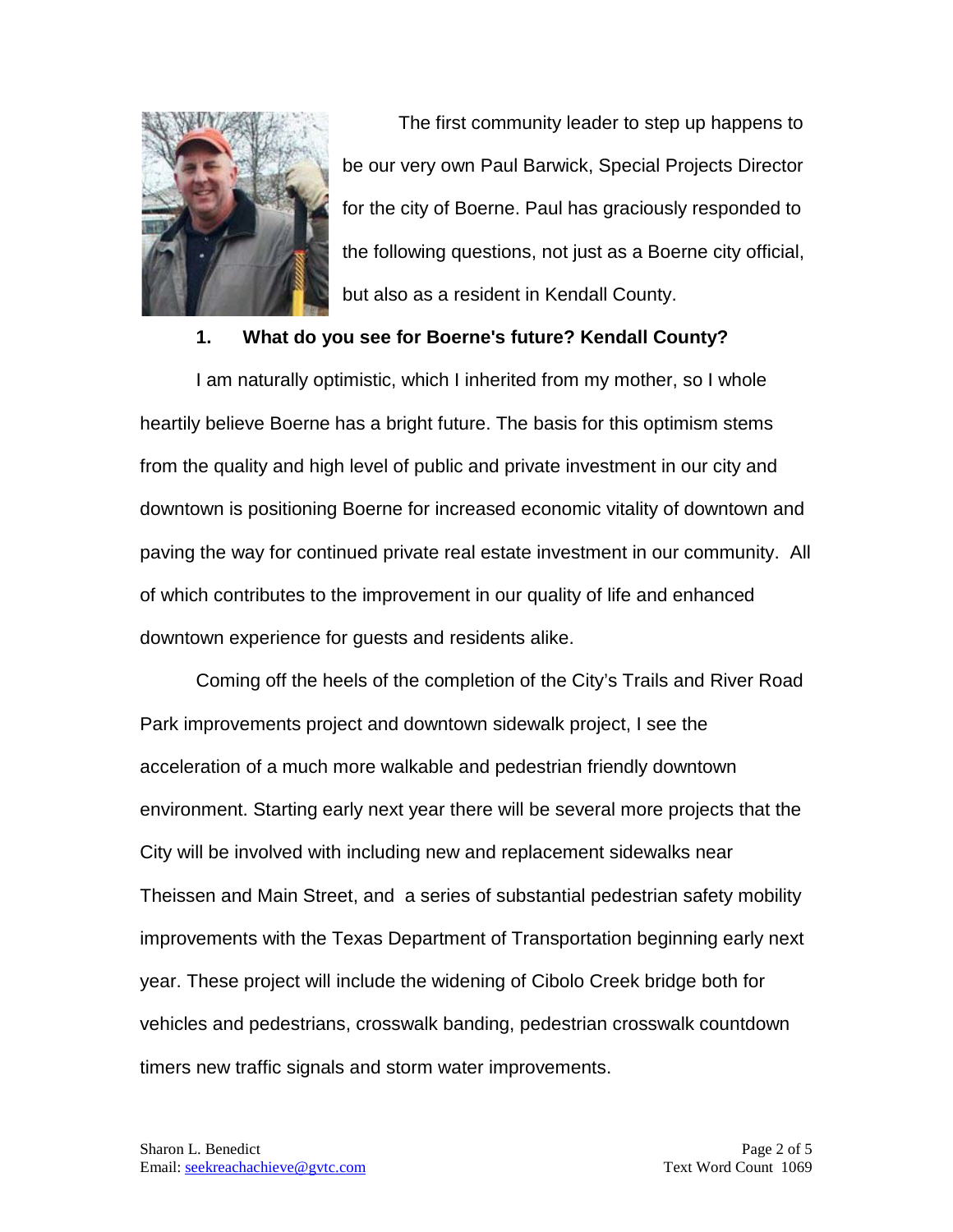The first community leader to step up happens to be our very own Paul Barwick, Special Projects Director for the city of Boerne. Paul has graciously responded to the following questions, not just as a Boerne city official, but also as a resident in Kendall County.

**1. What do you see for Boerne's future? Kendall County?**

I am naturally optimistic, which I inherited from my mother, so I whole heartily believe Boerne has a bright future. The basis for this optimism stems from the quality and high level of public and private investment in our city and downtown is positioning Boerne for increased economic vitality of downtown and paving the way for continued private real estate investment in our community. All of which contributes to the improvement in our quality of life and enhanced downtown experience for guests and residents alike.

Coming off the heels of the completion of the City's Trails and River Road Park improvements project and downtown sidewalk project, I see the acceleration of a much more walkable and pedestrian friendly downtown environment. Starting early next year there will be several more projects that the City will be involved with including new and replacement sidewalks near Theissen and Main Street, and a series of substantial pedestrian safety mobility improvements with the Texas Department of Transportation beginning early next year. These project will include the widening of Cibolo Creek bridge both for vehicles and pedestrians, crosswalk banding, pedestrian crosswalk countdown timers new traffic signals and storm water improvements.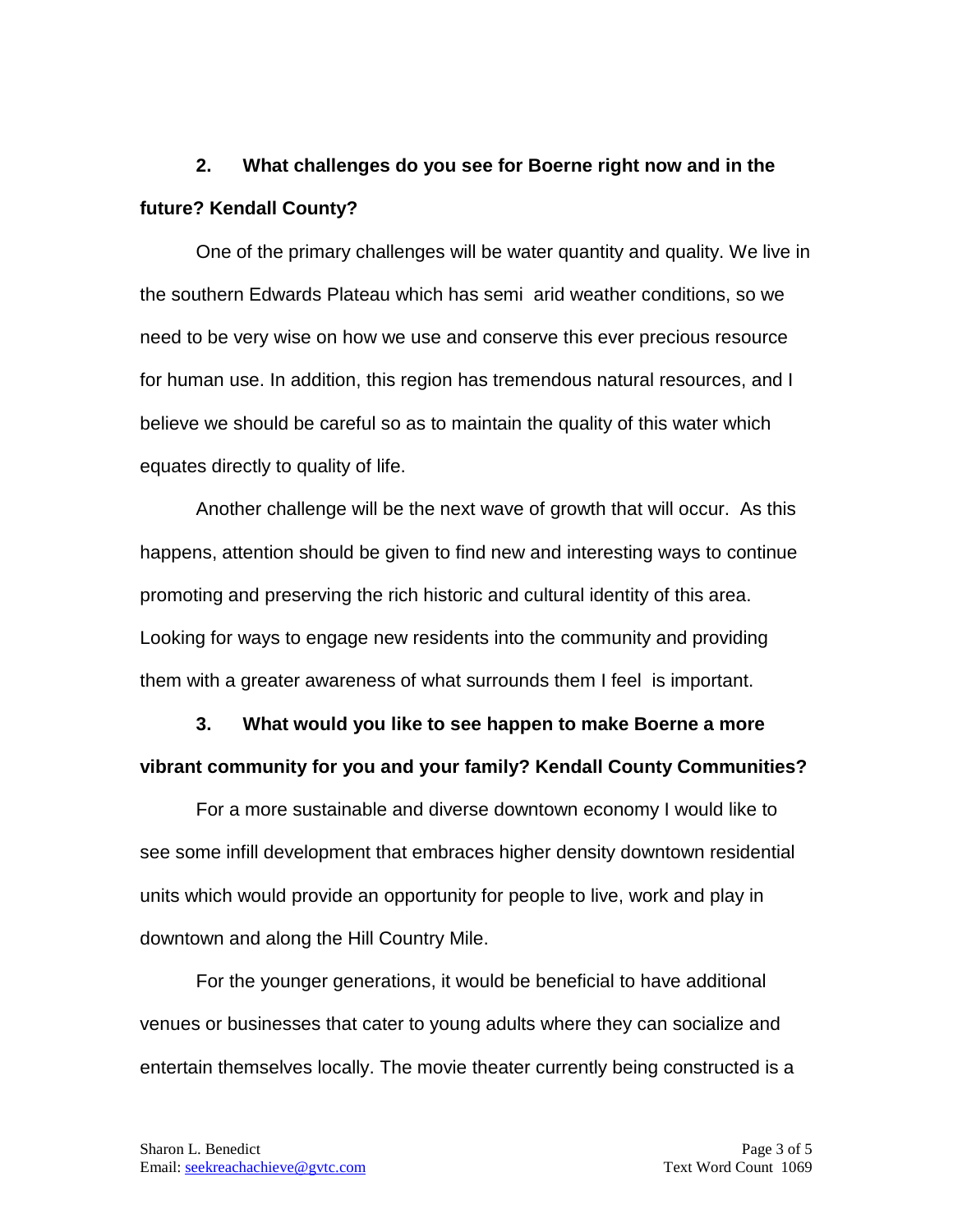**2. What challenges do you see for Boerne right now and in the future? Kendall County?**

One of the primary challenges will be water quantity and quality. We live in the southern Edwards Plateau which has semi arid weather conditions, so we need to be very wise on how we use and conserve this ever precious resource for human use. In addition, this region has tremendous natural resources, and I believe we should be careful so as to maintain the quality of this water which equates directly to quality of life.

Another challenge will be the next wave of growth that will occur. As this happens, attention should be given to find new and interesting ways to continue promoting and preserving the rich historic and cultural identity of this area. Looking for ways to engage new residents into the community and providing them with a greater awareness of what surrounds them I feel is important.

**3. What would you like to see happen to make Boerne a more vibrant community for you and your family? Kendall County Communities?**

For a more sustainable and diverse downtown economy I would like to see some infill development that embraces higher density downtown residential units which would provide an opportunity for people to live, work and play in downtown and along the Hill Country Mile.

For the younger generations, it would be beneficial to have additional venues or businesses that cater to young adults where they can socialize and entertain themselves locally. The movie theater currently being constructed is a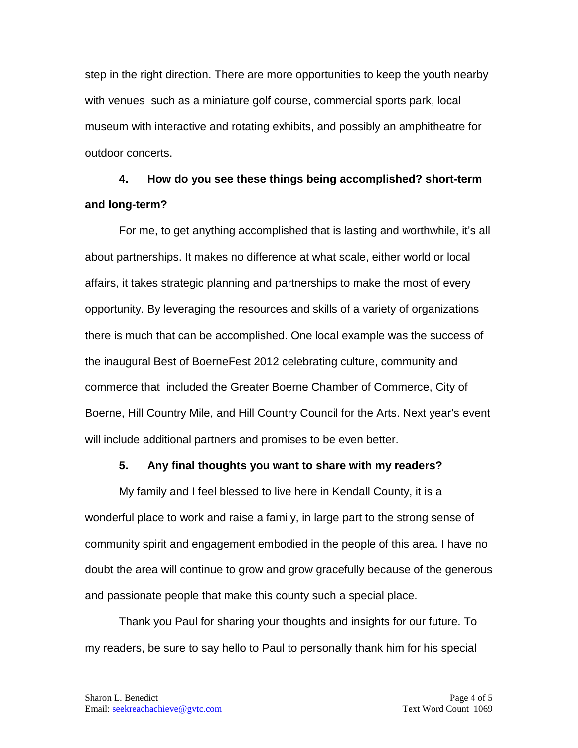step in the right direction. There are more opportunities to keep the youth nearby with venues such as a miniature golf course, commercial sports park, local museum with interactive and rotating exhibits, and possibly an amphitheatre for outdoor concerts.

**4. How do you see these things being accomplished? short-term and long-term?**

For me, to get anything accomplished that is lasting and worthwhile, it's all about partnerships. It makes no difference at what scale, either world or local affairs, it takes strategic planning and partnerships to make the most of every opportunity. By leveraging the resources and skills of a variety of organizations there is much that can be accomplished. One local example was the success of the inaugural Best of BoerneFest 2012 celebrating culture, community and commerce that included the Greater Boerne Chamber of Commerce, City of Boerne, Hill Country Mile, and Hill Country Council for the Arts. Next year's event will include additional partners and promises to be even better.

**5. Any final thoughts you want to share with my readers?**

My family and I feel blessed to live here in Kendall County, it is a wonderful place to work and raise a family, in large part to the strong sense of community spirit and engagement embodied in the people of this area. I have no doubt the area will continue to grow and grow gracefully because of the generous and passionate people that make this county such a special place.

Thank you Paul for sharing your thoughts and insights for our future. To my readers, be sure to say hello to Paul to personally thank him for his special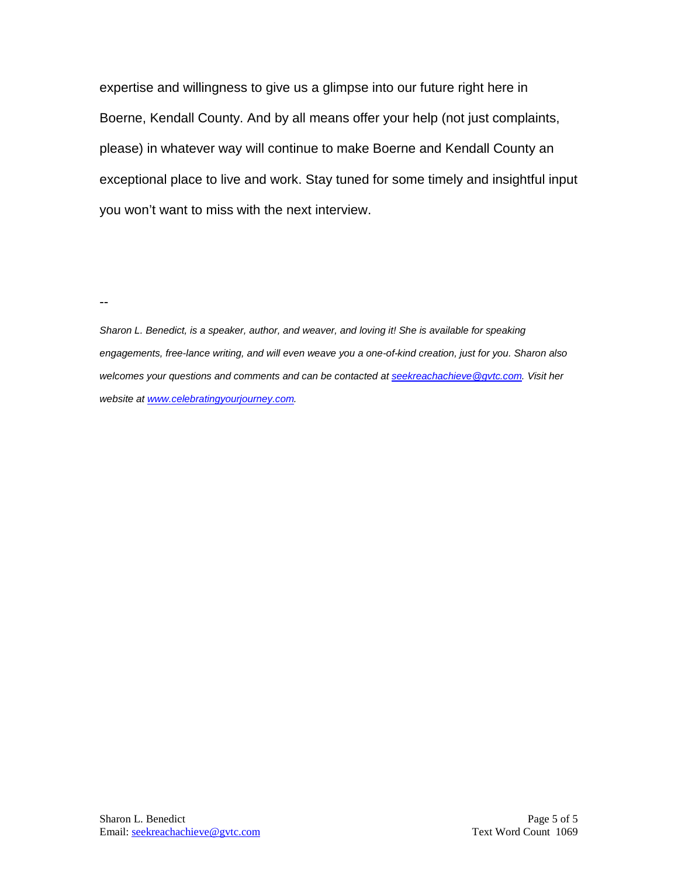expertise and willingness to give us a glimpse into our future right here in Boerne, Kendall County. And by all means offer your help (not just complaints, please) in whatever way will continue to make Boerne and Kendall County an exceptional place to live and work. Stay tuned for some timely and insightful input you won't want to miss with the next interview.

--

*Sharon L. Benedict, is a speaker, author, and weaver, and loving it! She is available for speaking engagements, free-lance writing, and will even weave you a one-of-kind creation, just for you. Sharon also welcomes your questions and comments and can be contacted at [seekreachachieve@gvtc.com](mailto:seekreachachieve@gvtc.com). Visit her website at [www.celebratingyourjourney.com](http://www.celebratingyourjourney.com).*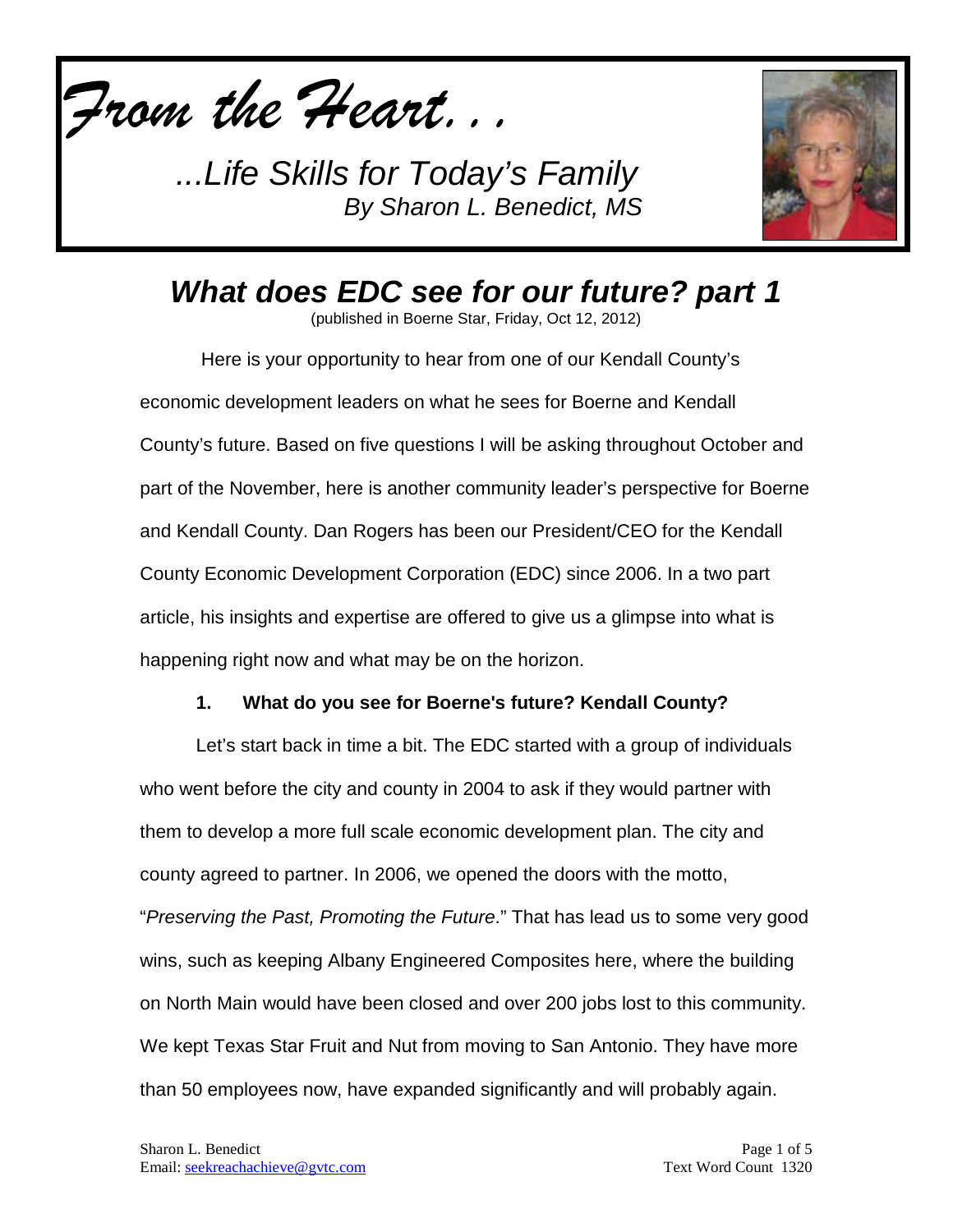*From the Heart...*

*...Life Skills for Today's Family*
*By Sharon L. Benedict, MS*

# *What does EDC see for our future? part 1*

(published in Boerne Star, Friday, Oct 12, 2012)

Here is your opportunity to hear from one of our Kendall County's economic development leaders on what he sees for Boerne and Kendall County's future. Based on five questions I will be asking throughout October and part of the November, here is another community leader's perspective for Boerne and Kendall County. Dan Rogers has been our President/CEO for the Kendall County Economic Development Corporation (EDC) since 2006. In a two part article, his insights and expertise are offered to give us a glimpse into what is happening right now and what may be on the horizon.

**1. What do you see for Boerne's future? Kendall County?**

Let's start back in time a bit. The EDC started with a group of individuals who went before the city and county in 2004 to ask if they would partner with them to develop a more full scale economic development plan. The city and county agreed to partner. In 2006, we opened the doors with the motto, "*Preserving the Past, Promoting the Future*." That has lead us to some very good wins, such as keeping Albany Engineered Composites here, where the building on North Main would have been closed and over 200 jobs lost to this community. We kept Texas Star Fruit and Nut from moving to San Antonio. They have more than 50 employees now, have expanded significantly and will probably again.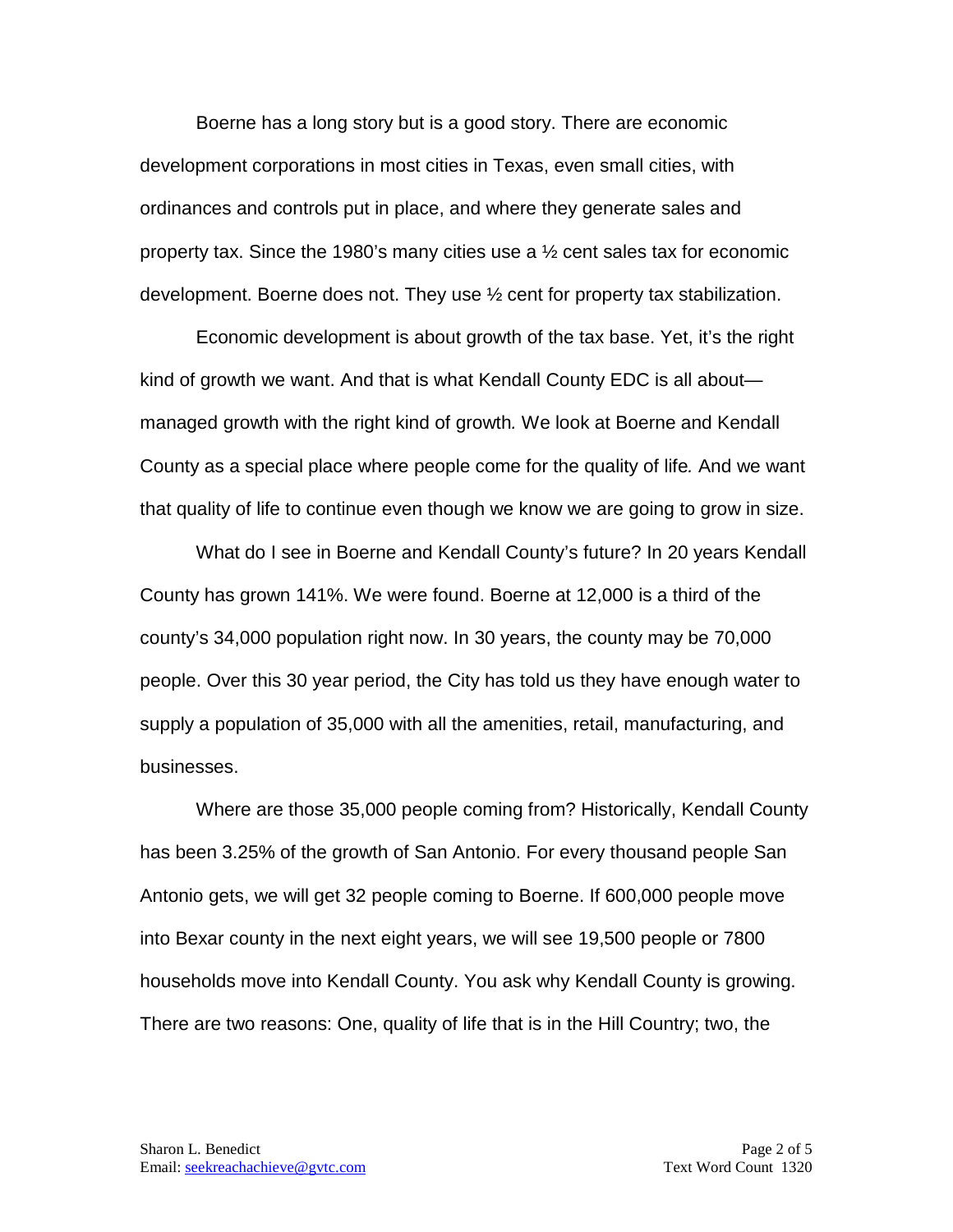Boerne has a long story but is a good story. There are economic development corporations in most cities in Texas, even small cities, with ordinances and controls put in place, and where they generate sales and property tax. Since the 1980's many cities use a ½ cent sales tax for economic development. Boerne does not. They use ½ cent for property tax stabilization.

Economic development is about growth of the tax base. Yet, it's the right kind of growth we want. And that is what Kendall County EDC is all about—managed growth with the right kind of growth. We look at Boerne and Kendall County as a special place where people come for the quality of life. And we want that quality of life to continue even though we know we are going to grow in size.

What do I see in Boerne and Kendall County's future? In 20 years Kendall County has grown 141%. We were found. Boerne at 12,000 is a third of the county's 34,000 population right now. In 30 years, the county may be 70,000 people. Over this 30 year period, the City has told us they have enough water to supply a population of 35,000 with all the amenities, retail, manufacturing, and businesses.

Where are those 35,000 people coming from? Historically, Kendall County has been 3.25% of the growth of San Antonio. For every thousand people San Antonio gets, we will get 32 people coming to Boerne. If 600,000 people move into Bexar county in the next eight years, we will see 19,500 people or 7800 households move into Kendall County. You ask why Kendall County is growing. There are two reasons: One, quality of life that is in the Hill Country; two, the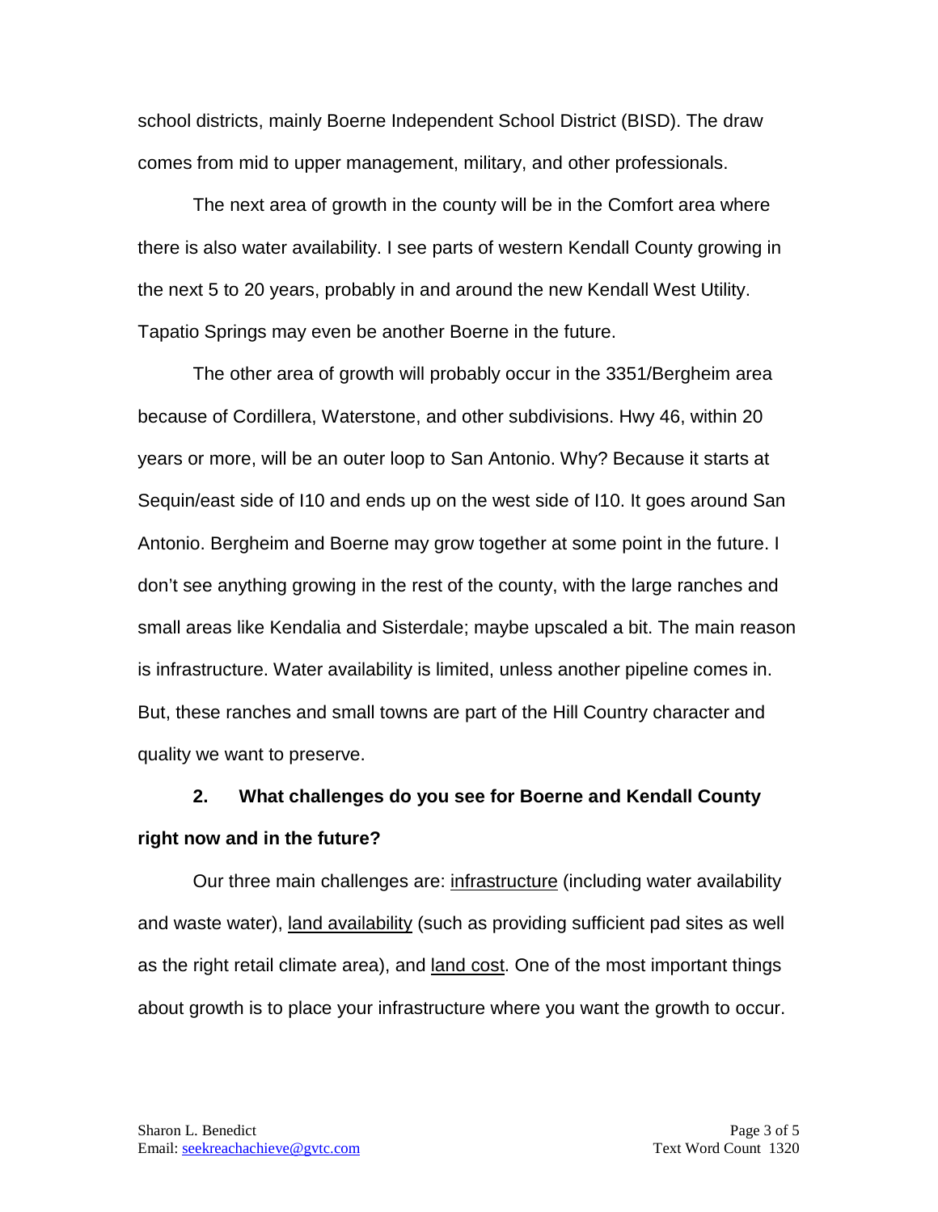school districts, mainly Boerne Independent School District (BISD). The draw comes from mid to upper management, military, and other professionals.

The next area of growth in the county will be in the Comfort area where there is also water availability. I see parts of western Kendall County growing in the next 5 to 20 years, probably in and around the new Kendall West Utility. Tapatio Springs may even be another Boerne in the future.

The other area of growth will probably occur in the 3351/Bergheim area because of Cordillera, Waterstone, and other subdivisions. Hwy 46, within 20 years or more, will be an outer loop to San Antonio. Why? Because it starts at Sequin/east side of I10 and ends up on the west side of I10. It goes around San Antonio. Bergheim and Boerne may grow together at some point in the future. I don't see anything growing in the rest of the county, with the large ranches and small areas like Kendalia and Sisterdale; maybe upscaled a bit. The main reason is infrastructure. Water availability is limited, unless another pipeline comes in. But, these ranches and small towns are part of the Hill Country character and quality we want to preserve.

**2. What challenges do you see for Boerne and Kendall County right now and in the future?**

Our three main challenges are: <u>infrastructure</u> (including water availability and waste water), <u>land availability</u> (such as providing sufficient pad sites as well as the right retail climate area), and <u>land cost</u>. One of the most important things about growth is to place your infrastructure where you want the growth to occur.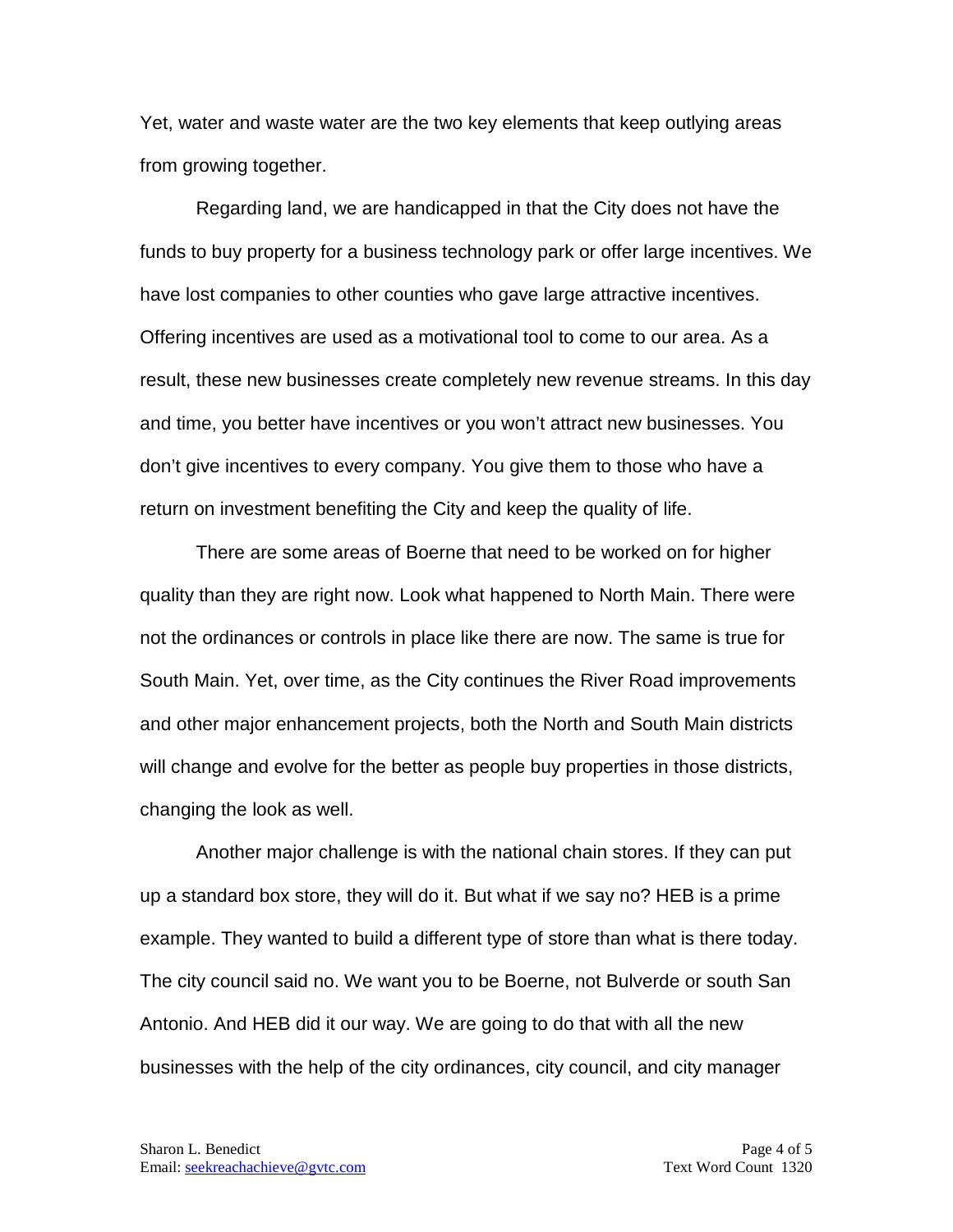Yet, water and waste water are the two key elements that keep outlying areas from growing together.

Regarding land, we are handicapped in that the City does not have the funds to buy property for a business technology park or offer large incentives. We have lost companies to other counties who gave large attractive incentives. Offering incentives are used as a motivational tool to come to our area. As a result, these new businesses create completely new revenue streams. In this day and time, you better have incentives or you won't attract new businesses. You don't give incentives to every company. You give them to those who have a return on investment benefiting the City and keep the quality of life.

There are some areas of Boerne that need to be worked on for higher quality than they are right now. Look what happened to North Main. There were not the ordinances or controls in place like there are now. The same is true for South Main. Yet, over time, as the City continues the River Road improvements and other major enhancement projects, both the North and South Main districts will change and evolve for the better as people buy properties in those districts, changing the look as well.

Another major challenge is with the national chain stores. If they can put up a standard box store, they will do it. But what if we say no? HEB is a prime example. They wanted to build a different type of store than what is there today. The city council said no. We want you to be Boerne, not Bulverde or south San Antonio. And HEB did it our way. We are going to do that with all the new businesses with the help of the city ordinances, city council, and city manager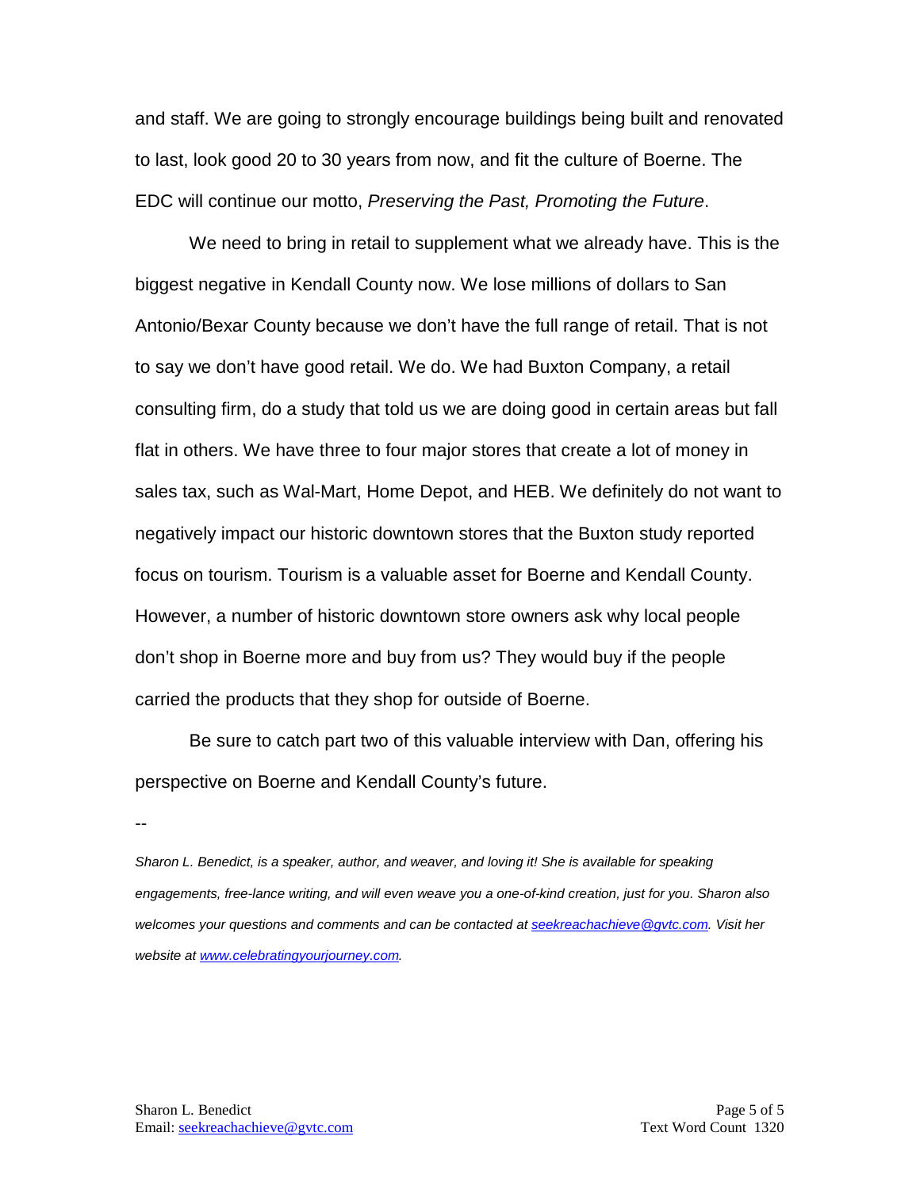and staff. We are going to strongly encourage buildings being built and renovated to last, look good 20 to 30 years from now, and fit the culture of Boerne. The EDC will continue our motto, *Preserving the Past, Promoting the Future*.

We need to bring in retail to supplement what we already have. This is the biggest negative in Kendall County now. We lose millions of dollars to San Antonio/Bexar County because we don't have the full range of retail. That is not to say we don't have good retail. We do. We had Buxton Company, a retail consulting firm, do a study that told us we are doing good in certain areas but fall flat in others. We have three to four major stores that create a lot of money in sales tax, such as Wal-Mart, Home Depot, and HEB. We definitely do not want to negatively impact our historic downtown stores that the Buxton study reported focus on tourism. Tourism is a valuable asset for Boerne and Kendall County. However, a number of historic downtown store owners ask why local people don't shop in Boerne more and buy from us? They would buy if the people carried the products that they shop for outside of Boerne.

Be sure to catch part two of this valuable interview with Dan, offering his perspective on Boerne and Kendall County's future.

--

*Sharon L. Benedict, is a speaker, author, and weaver, and loving it! She is available for speaking engagements, free-lance writing, and will even weave you a one-of-kind creation, just for you. Sharon also welcomes your questions and comments and can be contacted at [seekreachachieve@gvtc.com](mailto:seekreachachieve@gvtc.com). Visit her website at [www.celebratingyourjourney.com](http://www.celebratingyourjourney.com).*

Sharon L. Benedict
Email: [seekreachachieve@gvtc.com](mailto:seekreachachieve@gvtc.com)

Text Word Count 1320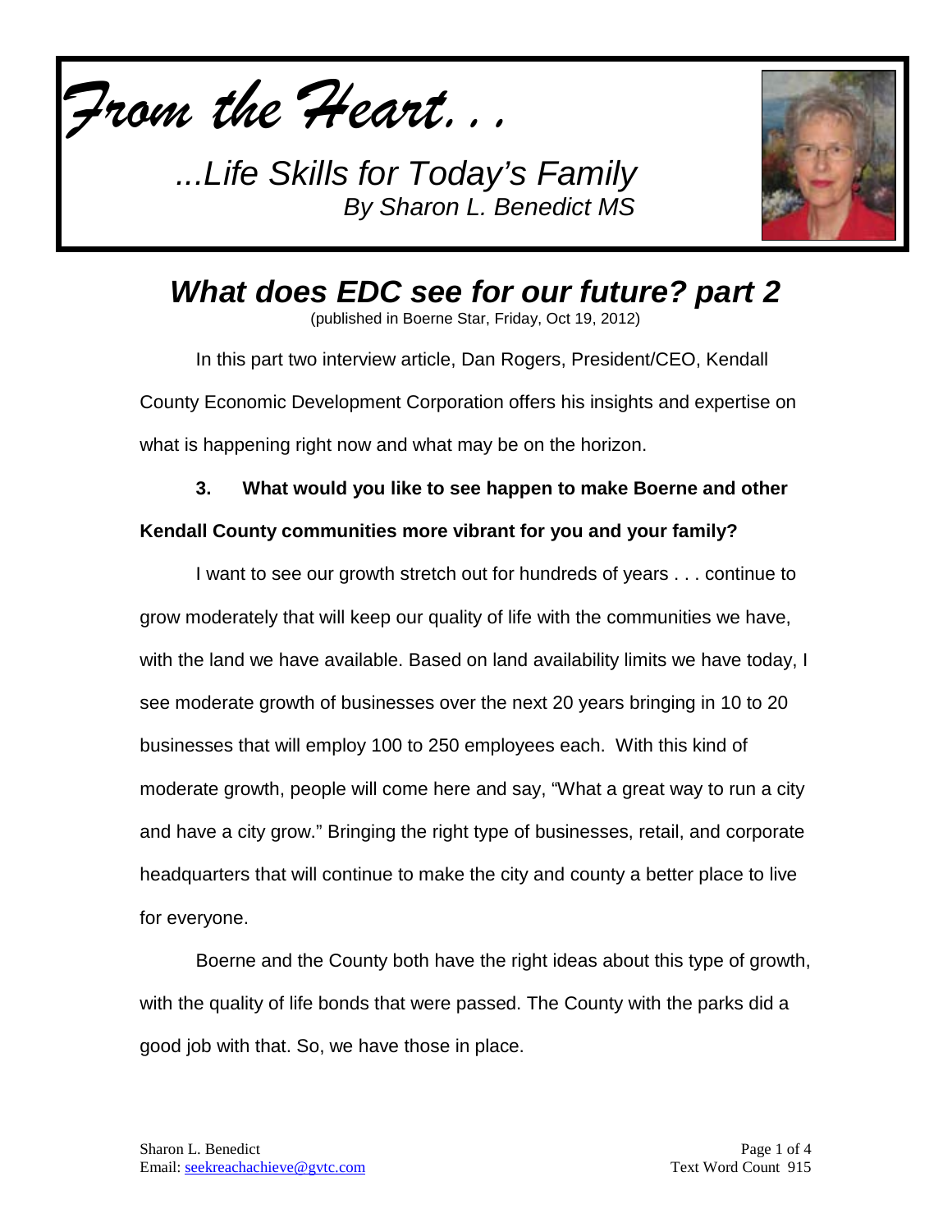*From the Heart. . .*

*...Life Skills for Today's Family*
*By Sharon L. Benedict MS*

# *What does EDC see for our future? part 2*

(published in Boerne Star, Friday, Oct 19, 2012)

In this part two interview article, Dan Rogers, President/CEO, Kendall County Economic Development Corporation offers his insights and expertise on what is happening right now and what may be on the horizon.

**3. What would you like to see happen to make Boerne and other Kendall County communities more vibrant for you and your family?**

I want to see our growth stretch out for hundreds of years . . . continue to grow moderately that will keep our quality of life with the communities we have, with the land we have available. Based on land availability limits we have today, I see moderate growth of businesses over the next 20 years bringing in 10 to 20 businesses that will employ 100 to 250 employees each. With this kind of moderate growth, people will come here and say, "What a great way to run a city and have a city grow." Bringing the right type of businesses, retail, and corporate headquarters that will continue to make the city and county a better place to live for everyone.

Boerne and the County both have the right ideas about this type of growth, with the quality of life bonds that were passed. The County with the parks did a good job with that. So, we have those in place.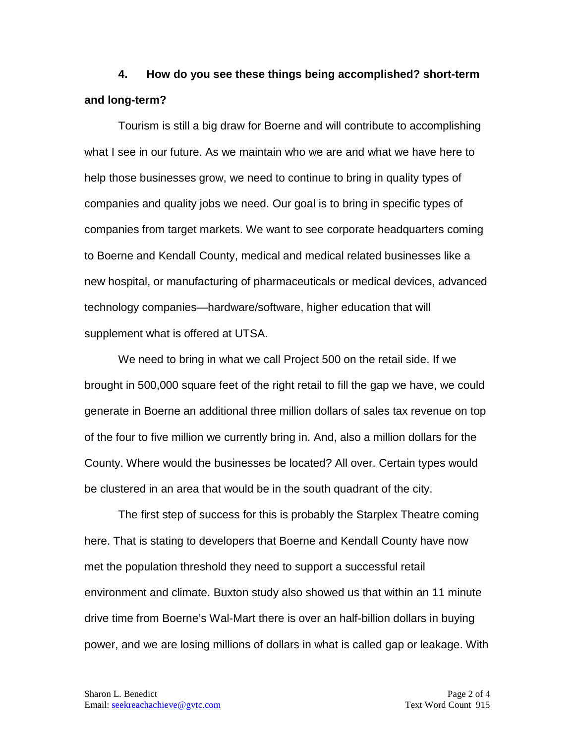**4. How do you see these things being accomplished? short-term and long-term?**

Tourism is still a big draw for Boerne and will contribute to accomplishing what I see in our future. As we maintain who we are and what we have here to help those businesses grow, we need to continue to bring in quality types of companies and quality jobs we need. Our goal is to bring in specific types of companies from target markets. We want to see corporate headquarters coming to Boerne and Kendall County, medical and medical related businesses like a new hospital, or manufacturing of pharmaceuticals or medical devices, advanced technology companies—hardware/software, higher education that will supplement what is offered at UTSA.

We need to bring in what we call Project 500 on the retail side. If we brought in 500,000 square feet of the right retail to fill the gap we have, we could generate in Boerne an additional three million dollars of sales tax revenue on top of the four to five million we currently bring in. And, also a million dollars for the County. Where would the businesses be located? All over. Certain types would be clustered in an area that would be in the south quadrant of the city.

The first step of success for this is probably the Starplex Theatre coming here. That is stating to developers that Boerne and Kendall County have now met the population threshold they need to support a successful retail environment and climate. Buxton study also showed us that within an 11 minute drive time from Boerne's Wal-Mart there is over an half-billion dollars in buying power, and we are losing millions of dollars in what is called gap or leakage. With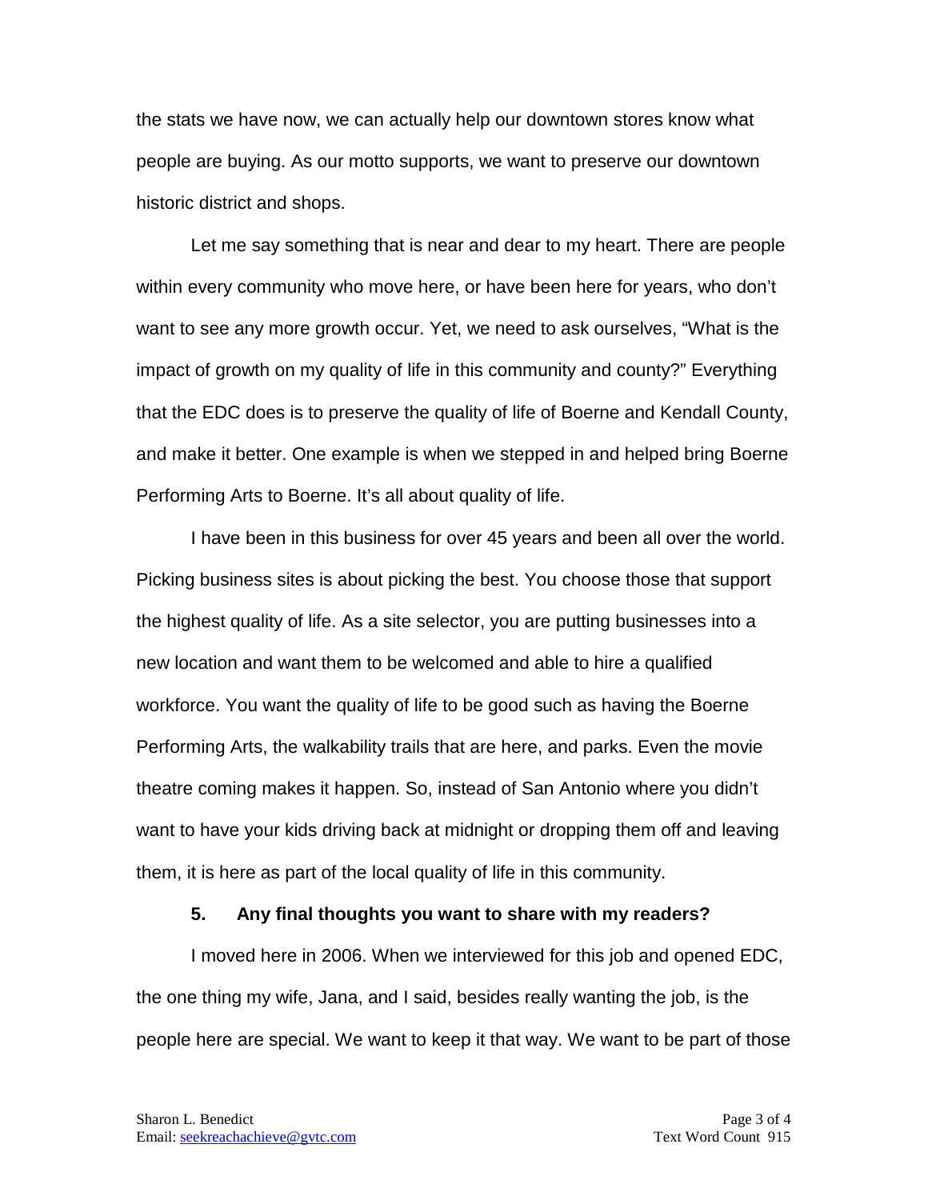the stats we have now, we can actually help our downtown stores know what people are buying. As our motto supports, we want to preserve our downtown historic district and shops.

Let me say something that is near and dear to my heart. There are people within every community who move here, or have been here for years, who don't want to see any more growth occur. Yet, we need to ask ourselves, "What is the impact of growth on my quality of life in this community and county?" Everything that the EDC does is to preserve the quality of life of Boerne and Kendall County, and make it better. One example is when we stepped in and helped bring Boerne Performing Arts to Boerne. It's all about quality of life.

I have been in this business for over 45 years and been all over the world. Picking business sites is about picking the best. You choose those that support the highest quality of life. As a site selector, you are putting businesses into a new location and want them to be welcomed and able to hire a qualified workforce. You want the quality of life to be good such as having the Boerne Performing Arts, the walkability trails that are here, and parks. Even the movie theatre coming makes it happen. So, instead of San Antonio where you didn't want to have your kids driving back at midnight or dropping them off and leaving them, it is here as part of the local quality of life in this community.

**5. Any final thoughts you want to share with my readers?**

I moved here in 2006. When we interviewed for this job and opened EDC, the one thing my wife, Jana, and I said, besides really wanting the job, is the people here are special. We want to keep it that way. We want to be part of those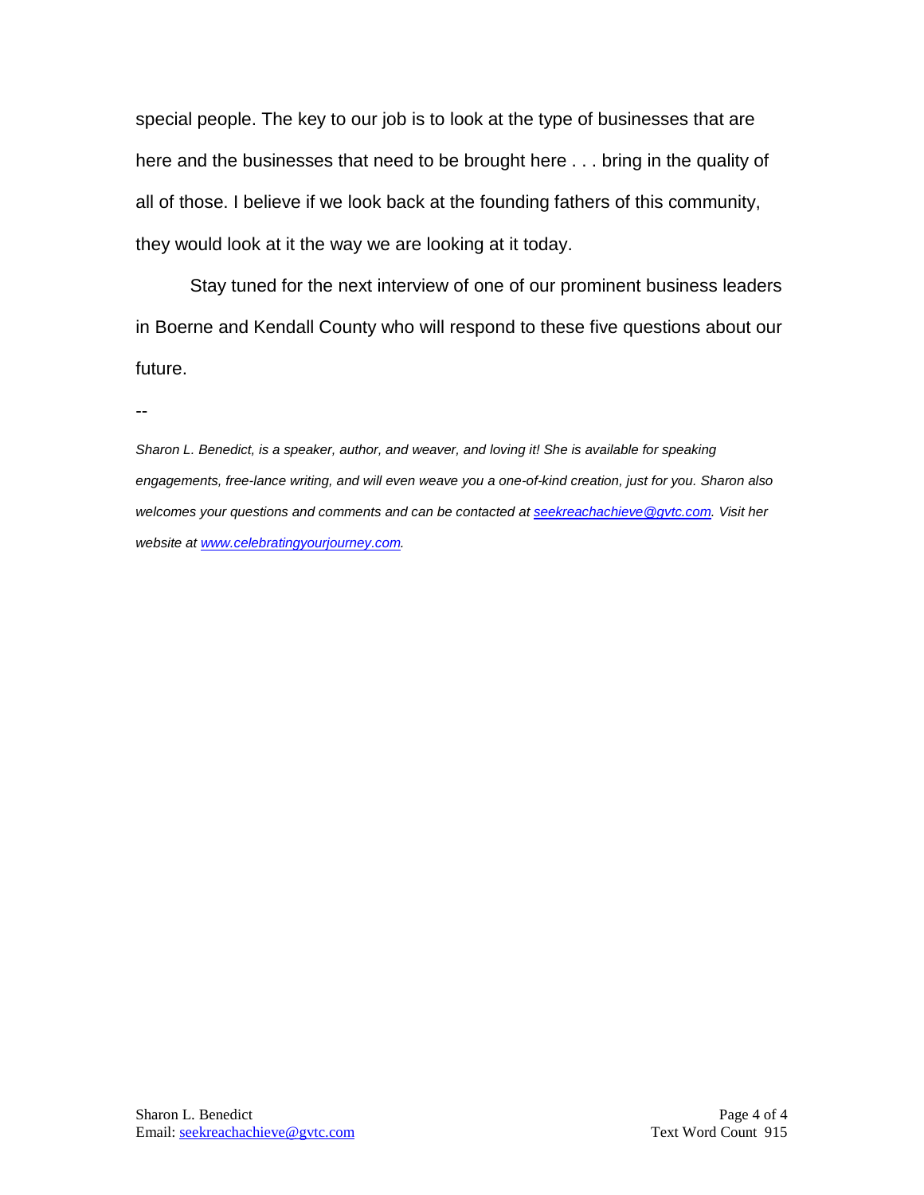special people. The key to our job is to look at the type of businesses that are here and the businesses that need to be brought here . . . bring in the quality of all of those. I believe if we look back at the founding fathers of this community, they would look at it the way we are looking at it today.

Stay tuned for the next interview of one of our prominent business leaders in Boerne and Kendall County who will respond to these five questions about our future.

--

*Sharon L. Benedict, is a speaker, author, and weaver, and loving it! She is available for speaking engagements, free-lance writing, and will even weave you a one-of-kind creation, just for you. Sharon also welcomes your questions and comments and can be contacted at [seekreachachieve@gvtc.com](mailto:seekreachachieve@gvtc.com). Visit her website at [www.celebratingyourjourney.com](http://www.celebratingyourjourney.com).*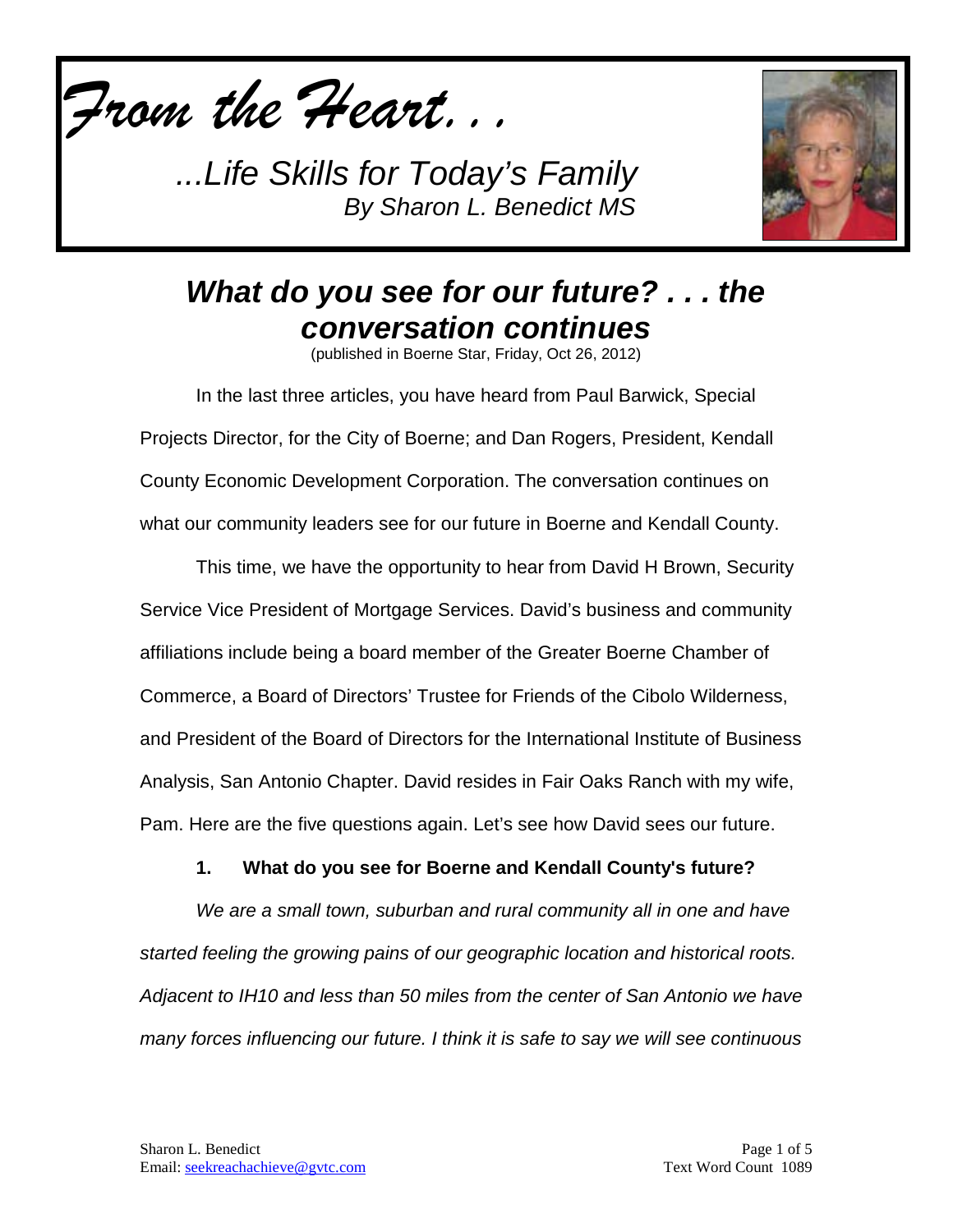*From the Heart. . .*

*...Life Skills for Today's Family*
*By Sharon L. Benedict MS*

# *What do you see for our future? . . . the conversation continues*

(published in Boerne Star, Friday, Oct 26, 2012)

In the last three articles, you have heard from Paul Barwick, Special Projects Director, for the City of Boerne; and Dan Rogers, President, Kendall County Economic Development Corporation. The conversation continues on what our community leaders see for our future in Boerne and Kendall County.

This time, we have the opportunity to hear from David H Brown, Security Service Vice President of Mortgage Services. David's business and community affiliations include being a board member of the Greater Boerne Chamber of Commerce, a Board of Directors' Trustee for Friends of the Cibolo Wilderness, and President of the Board of Directors for the International Institute of Business Analysis, San Antonio Chapter. David resides in Fair Oaks Ranch with my wife, Pam. Here are the five questions again. Let's see how David sees our future.

**1. What do you see for Boerne and Kendall County's future?**

*We are a small town, suburban and rural community all in one and have started feeling the growing pains of our geographic location and historical roots. Adjacent to IH10 and less than 50 miles from the center of San Antonio we have many forces influencing our future. I think it is safe to say we will see continuous*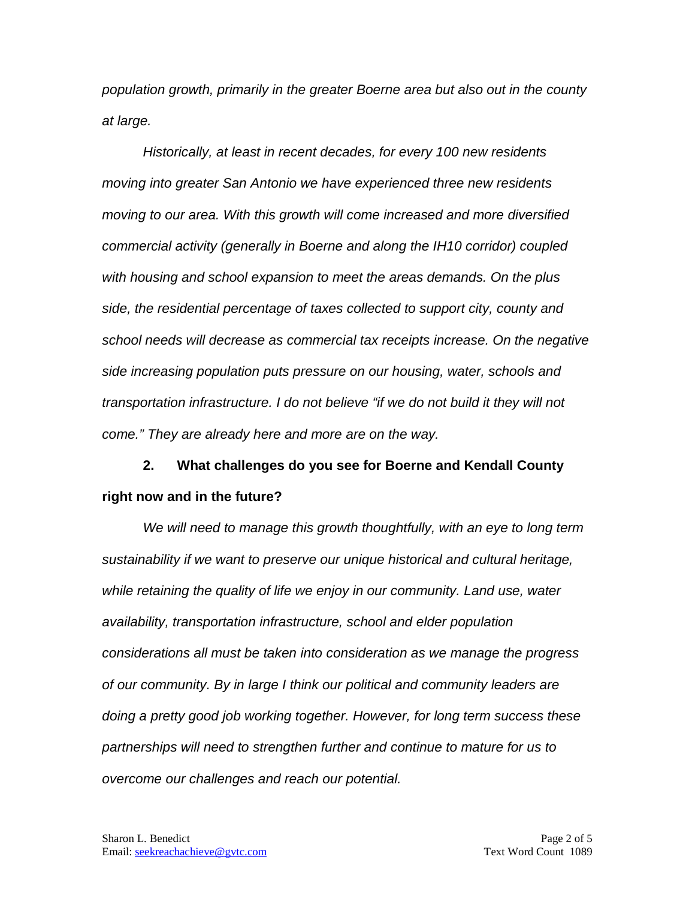*population growth, primarily in the greater Boerne area but also out in the county at large.*

*Historically, at least in recent decades, for every 100 new residents moving into greater San Antonio we have experienced three new residents moving to our area. With this growth will come increased and more diversified commercial activity (generally in Boerne and along the IH10 corridor) coupled with housing and school expansion to meet the areas demands. On the plus side, the residential percentage of taxes collected to support city, county and school needs will decrease as commercial tax receipts increase. On the negative side increasing population puts pressure on our housing, water, schools and transportation infrastructure. I do not believe "if we do not build it they will not come." They are already here and more are on the way.*

**2. What challenges do you see for Boerne and Kendall County right now and in the future?**

*We will need to manage this growth thoughtfully, with an eye to long term sustainability if we want to preserve our unique historical and cultural heritage, while retaining the quality of life we enjoy in our community. Land use, water availability, transportation infrastructure, school and elder population considerations all must be taken into consideration as we manage the progress of our community. By in large I think our political and community leaders are doing a pretty good job working together. However, for long term success these partnerships will need to strengthen further and continue to mature for us to overcome our challenges and reach our potential.*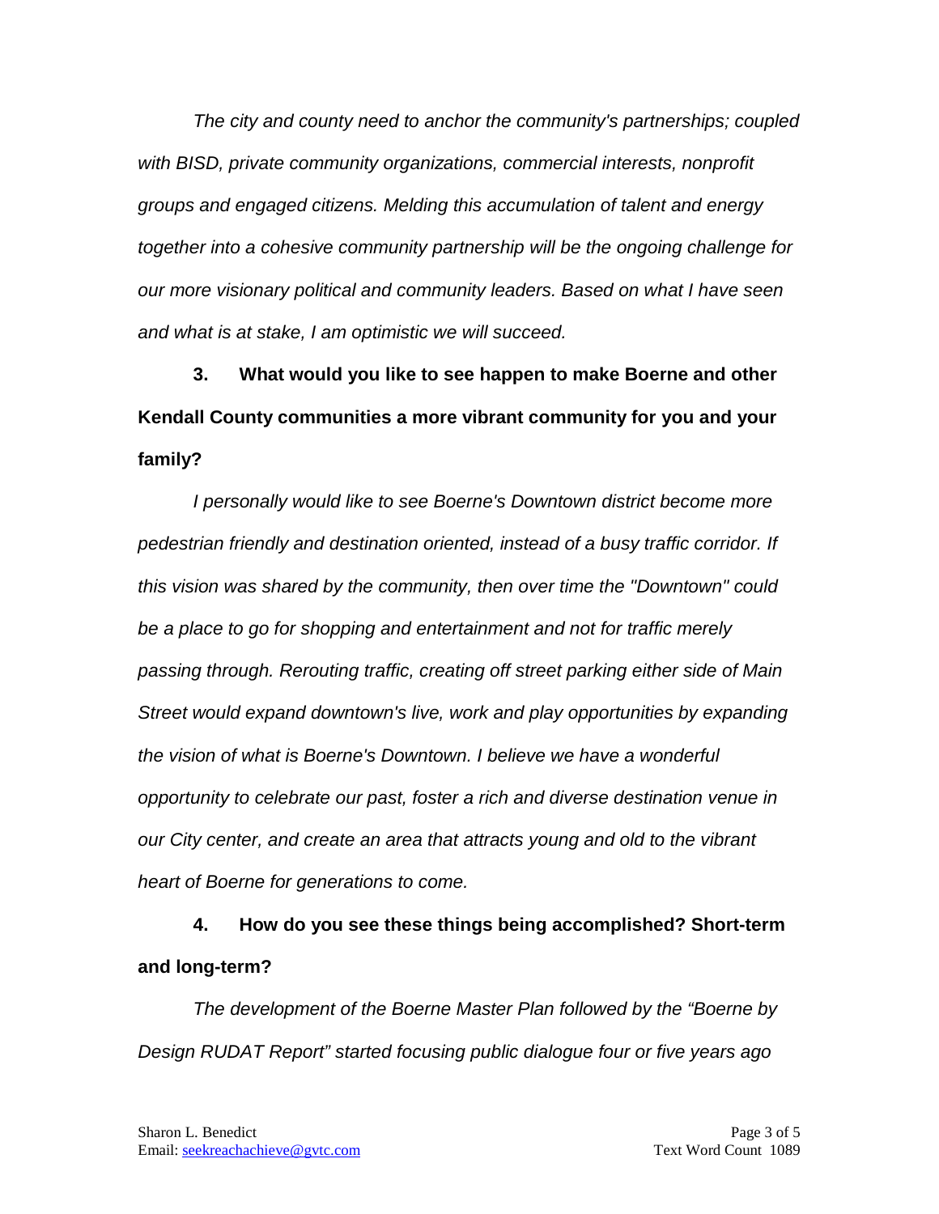*The city and county need to anchor the community's partnerships; coupled with BISD, private community organizations, commercial interests, nonprofit groups and engaged citizens. Melding this accumulation of talent and energy together into a cohesive community partnership will be the ongoing challenge for our more visionary political and community leaders. Based on what I have seen and what is at stake, I am optimistic we will succeed.*

**3. What would you like to see happen to make Boerne and other Kendall County communities a more vibrant community for you and your family?**

*I personally would like to see Boerne's Downtown district become more pedestrian friendly and destination oriented, instead of a busy traffic corridor. If this vision was shared by the community, then over time the "Downtown" could be a place to go for shopping and entertainment and not for traffic merely passing through. Rerouting traffic, creating off street parking either side of Main Street would expand downtown's live, work and play opportunities by expanding the vision of what is Boerne's Downtown. I believe we have a wonderful opportunity to celebrate our past, foster a rich and diverse destination venue in our City center, and create an area that attracts young and old to the vibrant heart of Boerne for generations to come.*

**4. How do you see these things being accomplished? Short-term and long-term?**

*The development of the Boerne Master Plan followed by the "Boerne by Design RUDAT Report" started focusing public dialogue four or five years ago*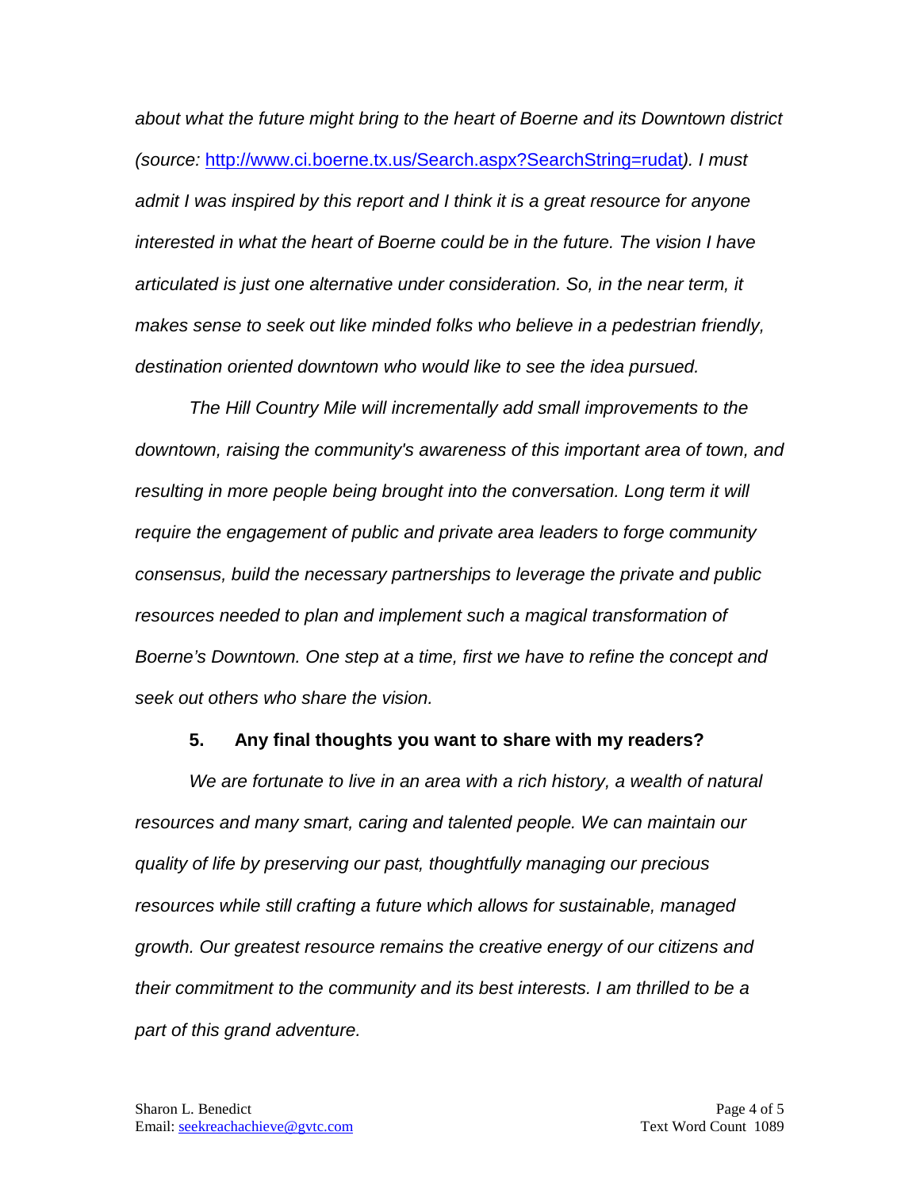*about what the future might bring to the heart of Boerne and its Downtown district (source:* [http://www.ci.boerne.tx.us/Search.aspx?SearchString=rudat](http://www.ci.boerne.tx.us/Search.aspx?SearchString=rudat)*). I must admit I was inspired by this report and I think it is a great resource for anyone interested in what the heart of Boerne could be in the future. The vision I have articulated is just one alternative under consideration. So, in the near term, it makes sense to seek out like minded folks who believe in a pedestrian friendly, destination oriented downtown who would like to see the idea pursued.*

*The Hill Country Mile will incrementally add small improvements to the downtown, raising the community's awareness of this important area of town, and resulting in more people being brought into the conversation. Long term it will require the engagement of public and private area leaders to forge community consensus, build the necessary partnerships to leverage the private and public resources needed to plan and implement such a magical transformation of Boerne's Downtown. One step at a time, first we have to refine the concept and seek out others who share the vision.*

**5. Any final thoughts you want to share with my readers?**

*We are fortunate to live in an area with a rich history, a wealth of natural resources and many smart, caring and talented people. We can maintain our quality of life by preserving our past, thoughtfully managing our precious resources while still crafting a future which allows for sustainable, managed growth. Our greatest resource remains the creative energy of our citizens and their commitment to the community and its best interests. I am thrilled to be a part of this grand adventure.*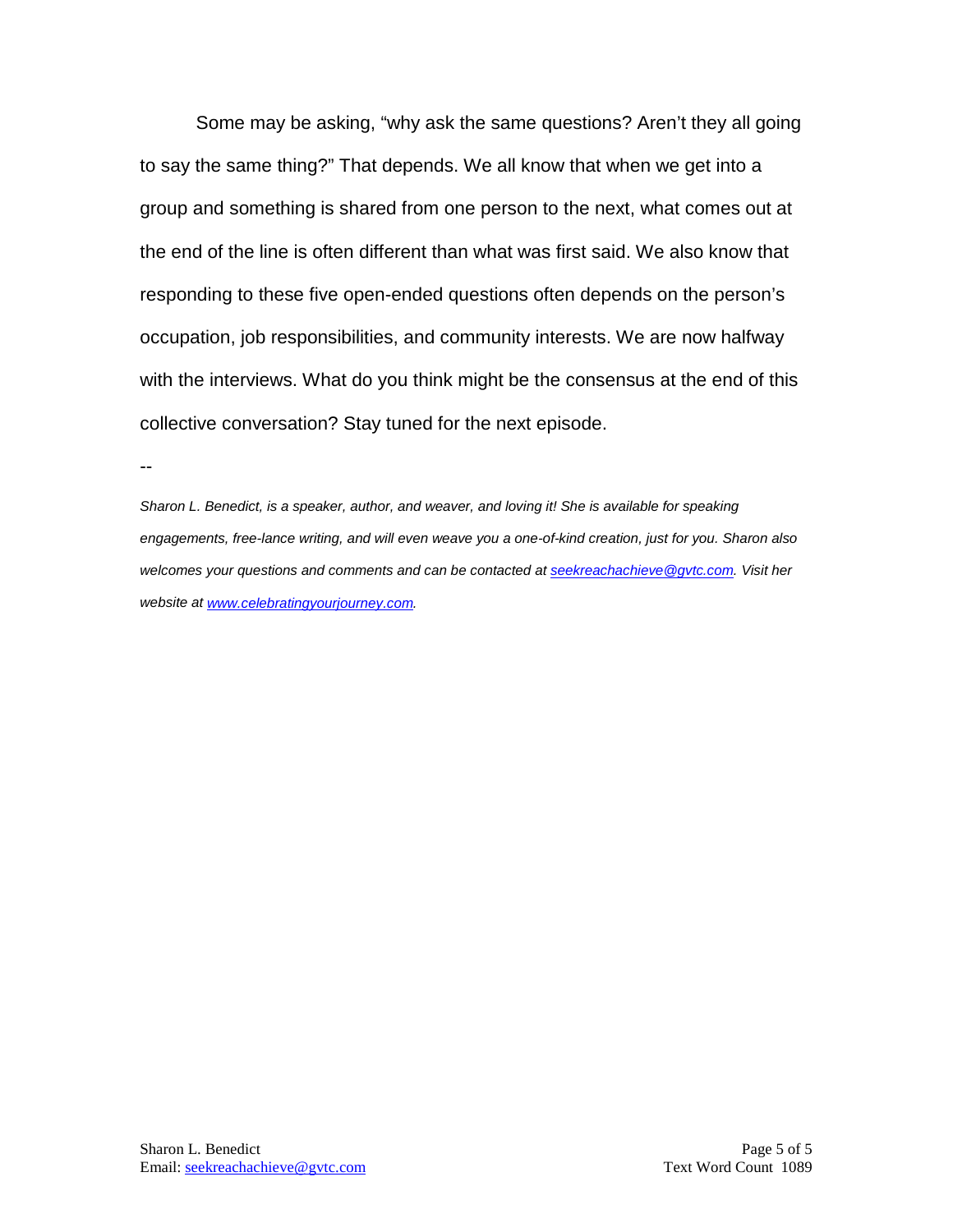Some may be asking, "why ask the same questions? Aren't they all going to say the same thing?" That depends. We all know that when we get into a group and something is shared from one person to the next, what comes out at the end of the line is often different than what was first said. We also know that responding to these five open-ended questions often depends on the person's occupation, job responsibilities, and community interests. We are now halfway with the interviews. What do you think might be the consensus at the end of this collective conversation? Stay tuned for the next episode.

--

*Sharon L. Benedict, is a speaker, author, and weaver, and loving it! She is available for speaking engagements, free-lance writing, and will even weave you a one-of-kind creation, just for you. Sharon also welcomes your questions and comments and can be contacted at [seekreachachieve@gvtc.com](mailto:seekreachachieve@gvtc.com). Visit her website at [www.celebratingyourjourney.com](http://www.celebratingyourjourney.com).*